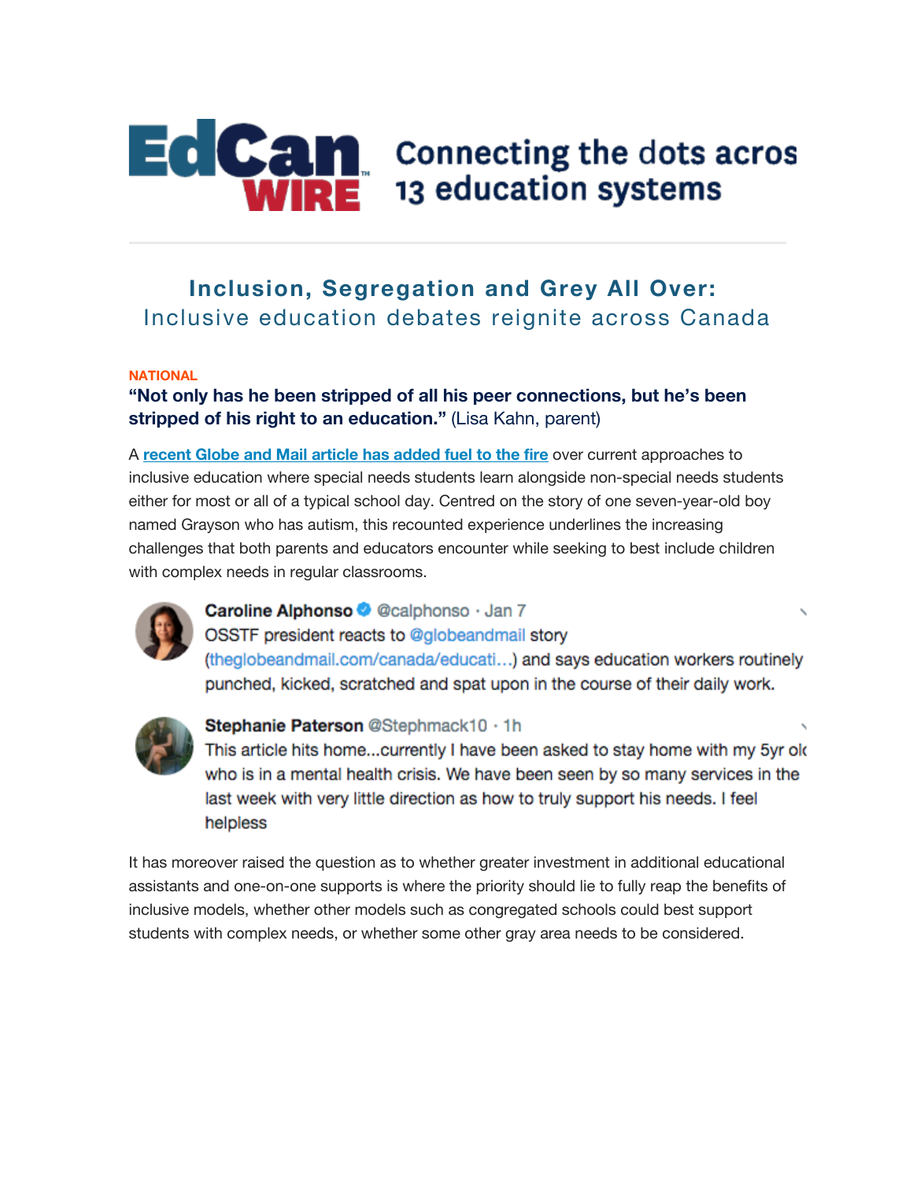# EdCan WIRE

Connecting the dots acros 13 education systems

## Inclusion, Segregation and Grey All Over:
Inclusive education debates reignite across Canada

NATIONAL

**“Not only has he been stripped of all his peer connections, but he’s been stripped of his right to an education.”** (Lisa Kahn, parent)

A **recent Globe and Mail article has added fuel to the fire** over current approaches to inclusive education where special needs students learn alongside non-special needs students either for most or all of a typical school day. Centred on the story of one seven-year-old boy named Grayson who has autism, this recounted experience underlines the increasing challenges that both parents and educators encounter while seeking to best include children with complex needs in regular classrooms.

**Caroline Alphonso** @calphonso · Jan 7
OSSTF president reacts to @globeandmail story (theglobeandmail.com/canada/educati...) and says education workers routinely punched, kicked, scratched and spat upon in the course of their daily work.

**Stephanie Paterson** @Stephmack10 · 1h
This article hits home...currently I have been asked to stay home with my 5yr old who is in a mental health crisis. We have been seen by so many services in the last week with very little direction as how to truly support his needs. I feel helpless

It has moreover raised the question as to whether greater investment in additional educational assistants and one-on-one supports is where the priority should lie to fully reap the benefits of inclusive models, whether other models such as congregated schools could best support students with complex needs, or whether some other gray area needs to be considered.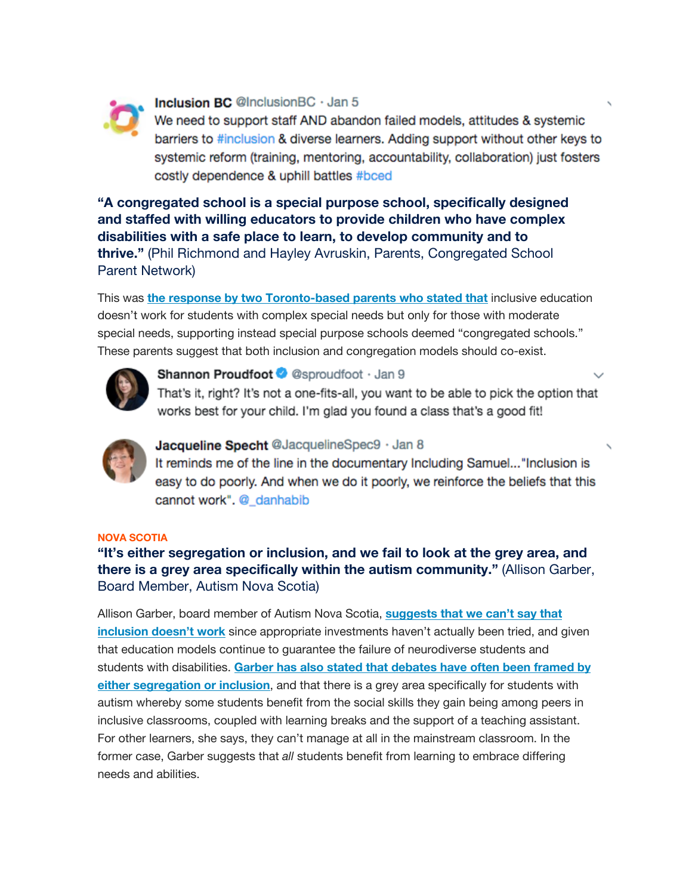**Inclusion BC** @InclusionBC · Jan 5
We need to support staff AND abandon failed models, attitudes & systemic barriers to #inclusion & diverse learners. Adding support without other keys to systemic reform (training, mentoring, accountability, collaboration) just fosters costly dependence & uphill battles #bced

**"A congregated school is a special purpose school, specifically designed and staffed with willing educators to provide children who have complex disabilities with a safe place to learn, to develop community and to thrive."** (Phil Richmond and Hayley Avruskin, Parents, Congregated School Parent Network)

This was **the response by two Toronto-based parents who stated that** inclusive education doesn't work for students with complex special needs but only for those with moderate special needs, supporting instead special purpose schools deemed "congregated schools." These parents suggest that both inclusion and congregation models should co-exist.

**Shannon Proudfoot** @sproudfoot · Jan 9
That's it, right? It's not a one-fits-all, you want to be able to pick the option that works best for your child. I'm glad you found a class that's a good fit!

**Jacqueline Specht** @JacquelineSpec9 · Jan 8
It reminds me of the line in the documentary Including Samuel..."Inclusion is easy to do poorly. And when we do it poorly, we reinforce the beliefs that this cannot work". @_danhabib

NOVA SCOTIA

**"It's either segregation or inclusion, and we fail to look at the grey area, and there is a grey area specifically within the autism community."** (Allison Garber, Board Member, Autism Nova Scotia)

Allison Garber, board member of Autism Nova Scotia, **suggests that we can't say that inclusion doesn't work** since appropriate investments haven't actually been tried, and given that education models continue to guarantee the failure of neurodiverse students and students with disabilities. **Garber has also stated that debates have often been framed by either segregation or inclusion**, and that there is a grey area specifically for students with autism whereby some students benefit from the social skills they gain being among peers in inclusive classrooms, coupled with learning breaks and the support of a teaching assistant. For other learners, she says, they can't manage at all in the mainstream classroom. In the former case, Garber suggests that *all* students benefit from learning to embrace differing needs and abilities.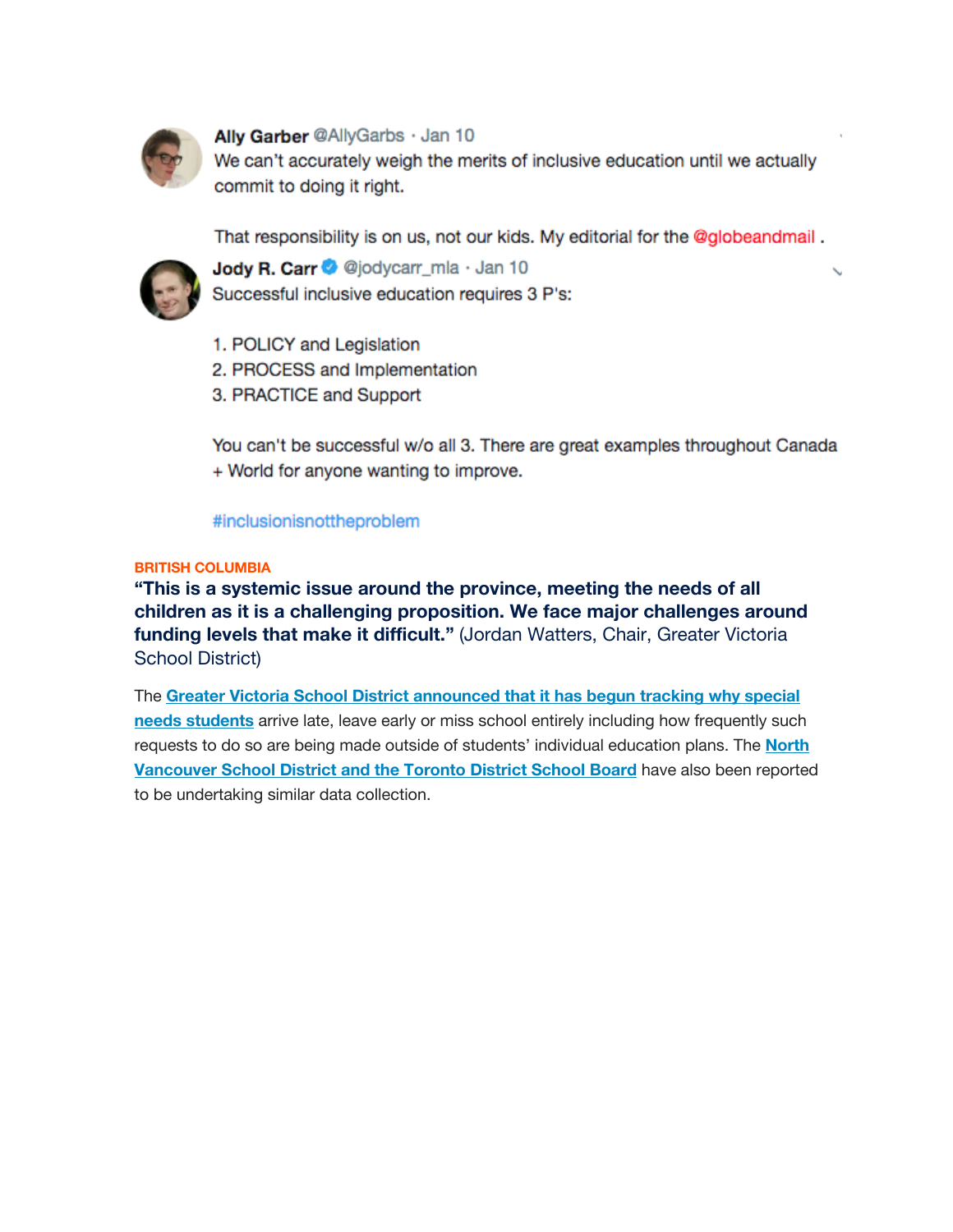**Ally Garber** @AllyGarbs · Jan 10

We can't accurately weigh the merits of inclusive education until we actually commit to doing it right.

That responsibility is on us, not our kids. My editorial for the @globeandmail .

**Jody R. Carr** @jodycarr_mla · Jan 10

Successful inclusive education requires 3 P's:

1. POLICY and Legislation
2. PROCESS and Implementation
3. PRACTICE and Support

You can't be successful w/o all 3. There are great examples throughout Canada + World for anyone wanting to improve.

#inclusionisnottheproblem

**BRITISH COLUMBIA**

**"This is a systemic issue around the province, meeting the needs of all children as it is a challenging proposition. We face major challenges around funding levels that make it difficult."** (Jordan Watters, Chair, Greater Victoria School District)

The **Greater Victoria School District announced that it has begun tracking why special needs students** arrive late, leave early or miss school entirely including how frequently such requests to do so are being made outside of students' individual education plans. The **North Vancouver School District and the Toronto District School Board** have also been reported to be undertaking similar data collection.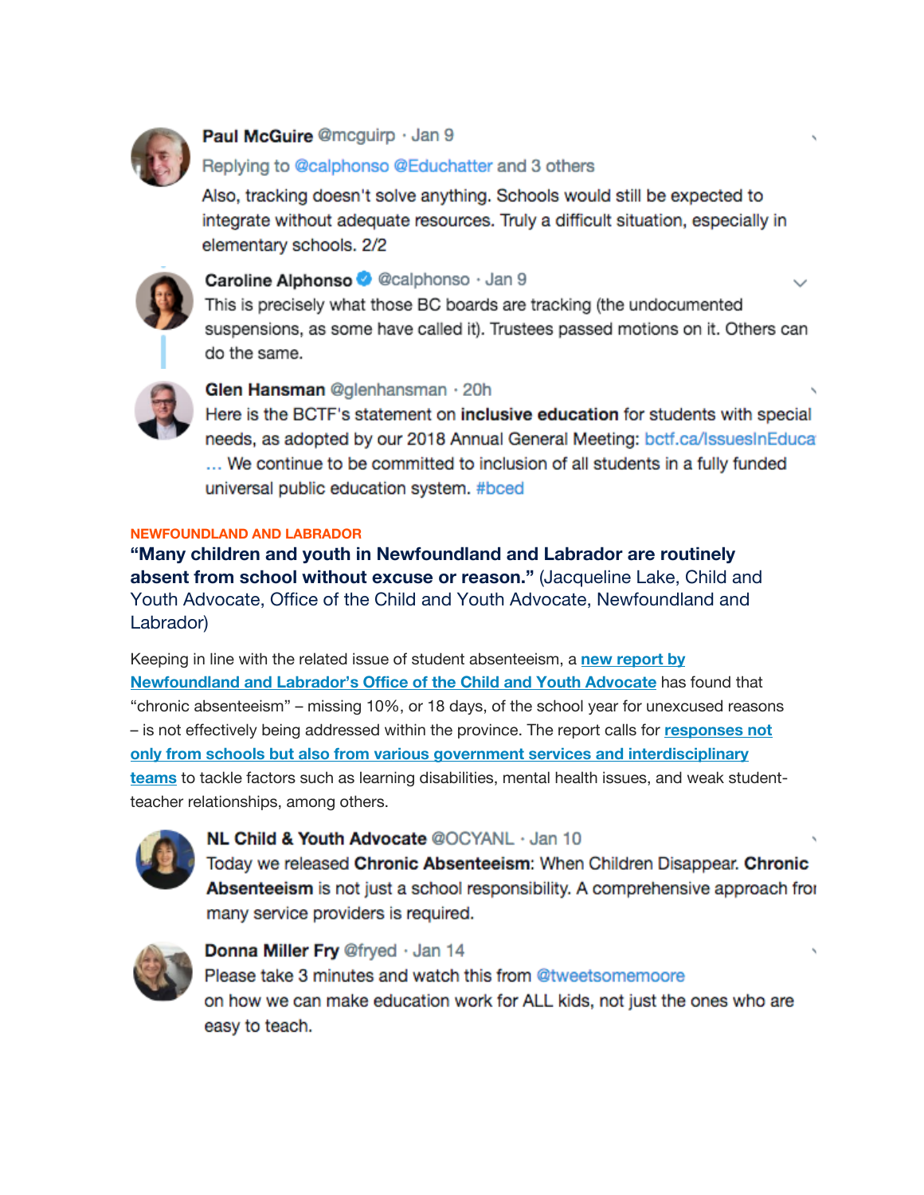**Paul McGuire** @mcguirp · Jan 9

Replying to @calphonso @Educhatter and 3 others

Also, tracking doesn't solve anything. Schools would still be expected to integrate without adequate resources. Truly a difficult situation, especially in elementary schools. 2/2

**Caroline Alphonso** @calphonso · Jan 9

This is precisely what those BC boards are tracking (the undocumented suspensions, as some have called it). Trustees passed motions on it. Others can do the same.

**Glen Hansman** @glenhansman · 20h

Here is the BCTF's statement on **inclusive education** for students with special needs, as adopted by our 2018 Annual General Meeting: bctf.ca/IssuesInEduca … We continue to be committed to inclusion of all students in a fully funded universal public education system. #bced

## NEWFOUNDLAND AND LABRADOR

**"Many children and youth in Newfoundland and Labrador are routinely absent from school without excuse or reason."** (Jacqueline Lake, Child and Youth Advocate, Office of the Child and Youth Advocate, Newfoundland and Labrador)

Keeping in line with the related issue of student absenteeism, a **new report by Newfoundland and Labrador's Office of the Child and Youth Advocate** has found that "chronic absenteeism" – missing 10%, or 18 days, of the school year for unexcused reasons – is not effectively being addressed within the province. The report calls for **responses not only from schools but also from various government services and interdisciplinary teams** to tackle factors such as learning disabilities, mental health issues, and weak student-teacher relationships, among others.

**NL Child & Youth Advocate** @OCYANL · Jan 10

Today we released **Chronic Absenteeism**: When Children Disappear. **Chronic Absenteeism** is not just a school responsibility. A comprehensive approach fro many service providers is required.

**Donna Miller Fry** @fryed · Jan 14

Please take 3 minutes and watch this from @tweetsomemoore on how we can make education work for ALL kids, not just the ones who are easy to teach.